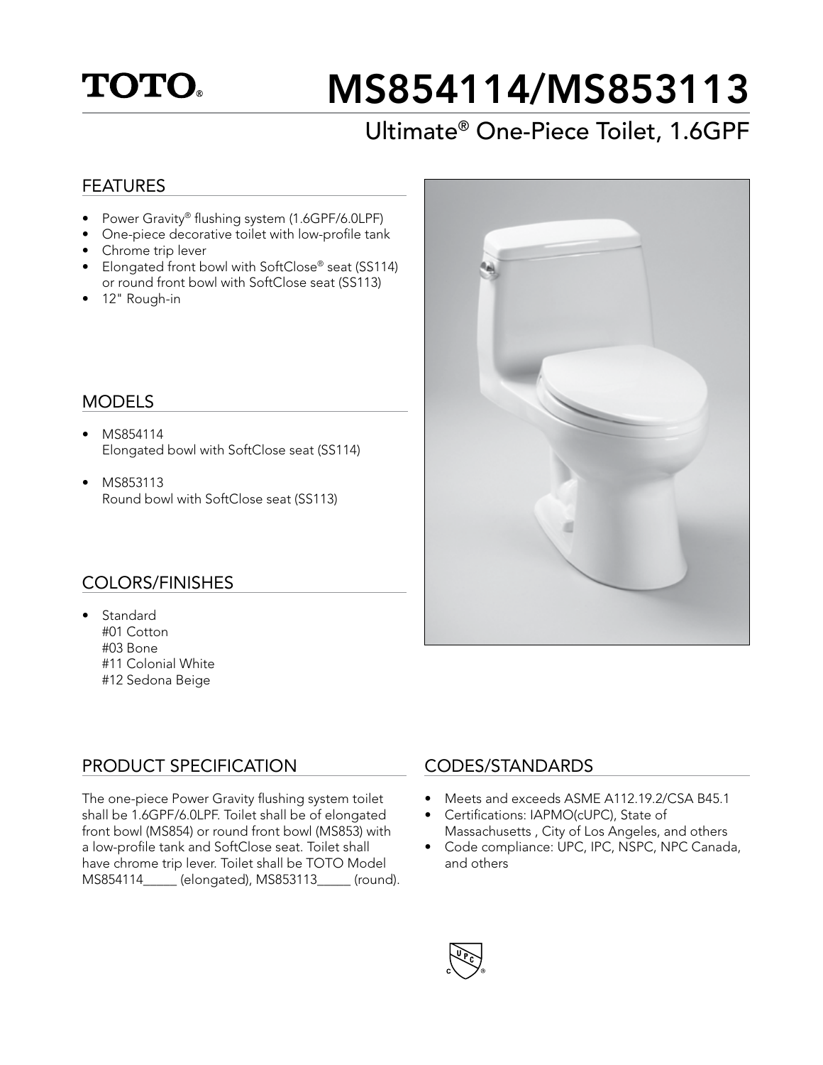TOTO®

# MS854114/MS853113

## Ultimate® One-Piece Toilet, 1.6GPF

### FEATURES

- Power Gravity® flushing system (1.6GPF/6.0LPF)
- One-piece decorative toilet with low-profile tank
- Chrome trip lever
- Elongated front bowl with SoftClose® seat (SS114) or round front bowl with SoftClose seat (SS113)
- 12" Rough-in

### MODELS

- MS854114
  Elongated bowl with SoftClose seat (SS114)
- MS853113
  Round bowl with SoftClose seat (SS113)

### COLORS/FINISHES

- Standard
  #01 Cotton
  #03 Bone
  #11 Colonial White
  #12 Sedona Beige

### PRODUCT SPECIFICATION

The one-piece Power Gravity flushing system toilet shall be 1.6GPF/6.0LPF. Toilet shall be of elongated front bowl (MS854) or round front bowl (MS853) with a low-profile tank and SoftClose seat. Toilet shall have chrome trip lever. Toilet shall be TOTO Model MS854114_____ (elongated), MS853113_____ (round).

### CODES/STANDARDS

- Meets and exceeds ASME A112.19.2/CSA B45.1
- Certifications: IAPMO(cUPC), State of Massachusetts , City of Los Angeles, and others
- Code compliance: UPC, IPC, NSPC, NPC Canada, and others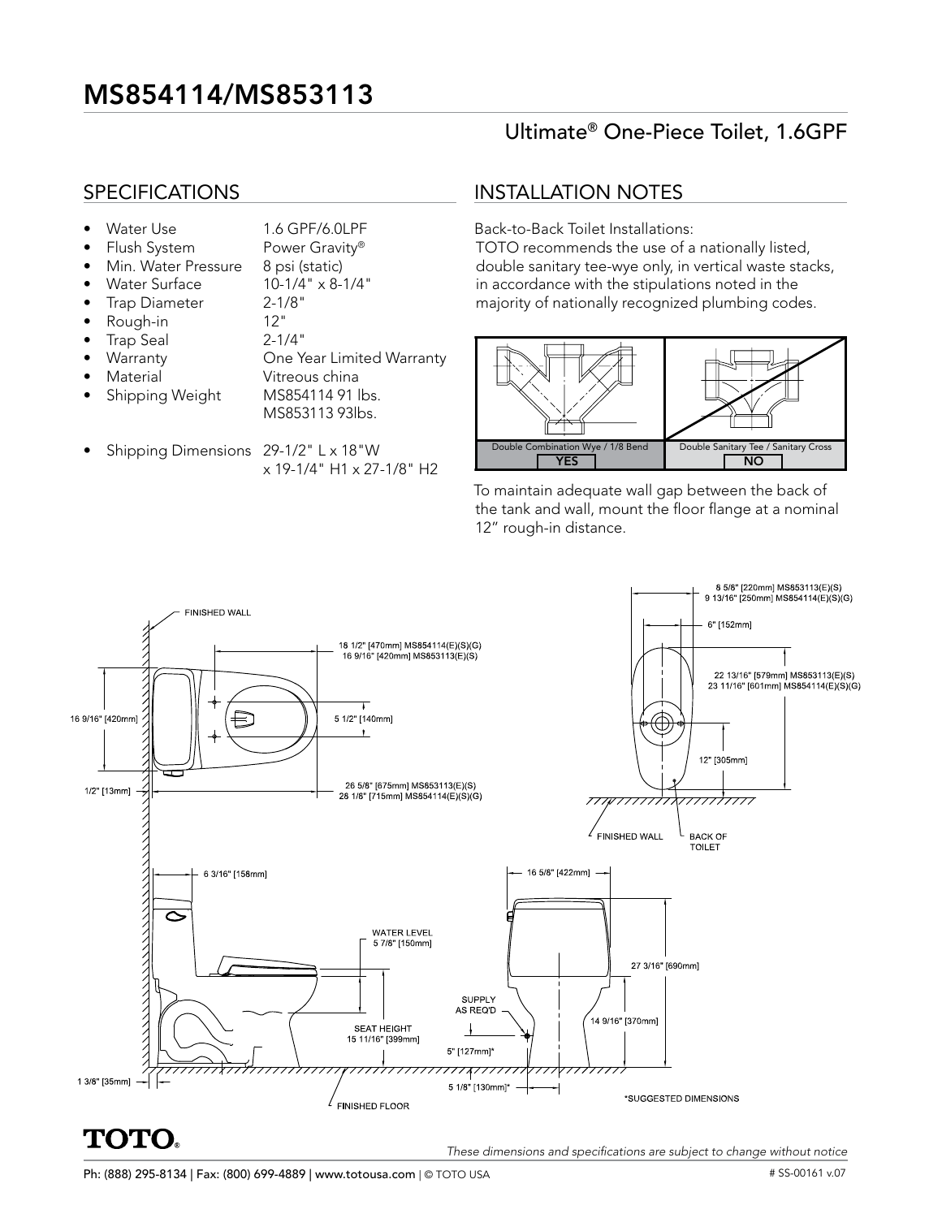# MS854114/MS853113

## Ultimate® One-Piece Toilet, 1.6GPF

## SPECIFICATIONS

- Water Use: 1.6 GPF/6.0LPF
- Flush System: Power Gravity®
- Min. Water Pressure: 8 psi (static)
- Water Surface: 10-1/4" x 8-1/4"
- Trap Diameter: 2-1/8"
- Rough-in: 12"
- Trap Seal: 2-1/4"
- Warranty: One Year Limited Warranty
- Material: Vitreous china
- Shipping Weight: MS854114 91 lbs. MS853113 93lbs.
- Shipping Dimensions: 29-1/2" L x 18"W x 19-1/4" H1 x 27-1/8" H2

## INSTALLATION NOTES

Back-to-Back Toilet Installations:
TOTO recommends the use of a nationally listed, double sanitary tee-wye only, in vertical waste stacks, in accordance with the stipulations noted in the majority of nationally recognized plumbing codes.

Double Combination Wye / 1/8 Bend
YES

Double Sanitary Tee / Sanitary Cross
NO

To maintain adequate wall gap between the back of the tank and wall, mount the floor flange at a nominal 12" rough-in distance.

FINISHED WALL
18 1/2" [470mm] MS854114(E)(S)(G)
16 9/16" [420mm] MS853113(E)(S)
16 9/16" [420mm]
5 1/2" [140mm]
1/2" [13mm]
26 5/8" [675mm] MS853113(E)(S)
28 1/8" [715mm] MS854114(E)(S)(G)

8 5/8" [220mm] MS853113(E)(S)
9 13/16" [250mm] MS854114(E)(S)(G)
6" [152mm]
22 13/16" [579mm] MS853113(E)(S)
23 11/16" [601mm] MS854114(E)(S)(G)
12" [305mm]
FINISHED WALL
BACK OF TOILET

6 3/16" [158mm]
WATER LEVEL
5 7/8" [150mm]
SEAT HEIGHT
15 11/16" [399mm]
1 3/8" [35mm]
FINISHED FLOOR

16 5/8" [422mm]
27 3/16" [690mm]
SUPPLY AS REQ'D
14 9/16" [370mm]
5" [127mm]*
5 1/8" [130mm]*
*SUGGESTED DIMENSIONS

TOTO

*These dimensions and specifications are subject to change without notice*

Ph: (888) 295-8134 | Fax: (800) 699-4889 | www.totousa.com | © TOTO USA

# SS-00161 v.07